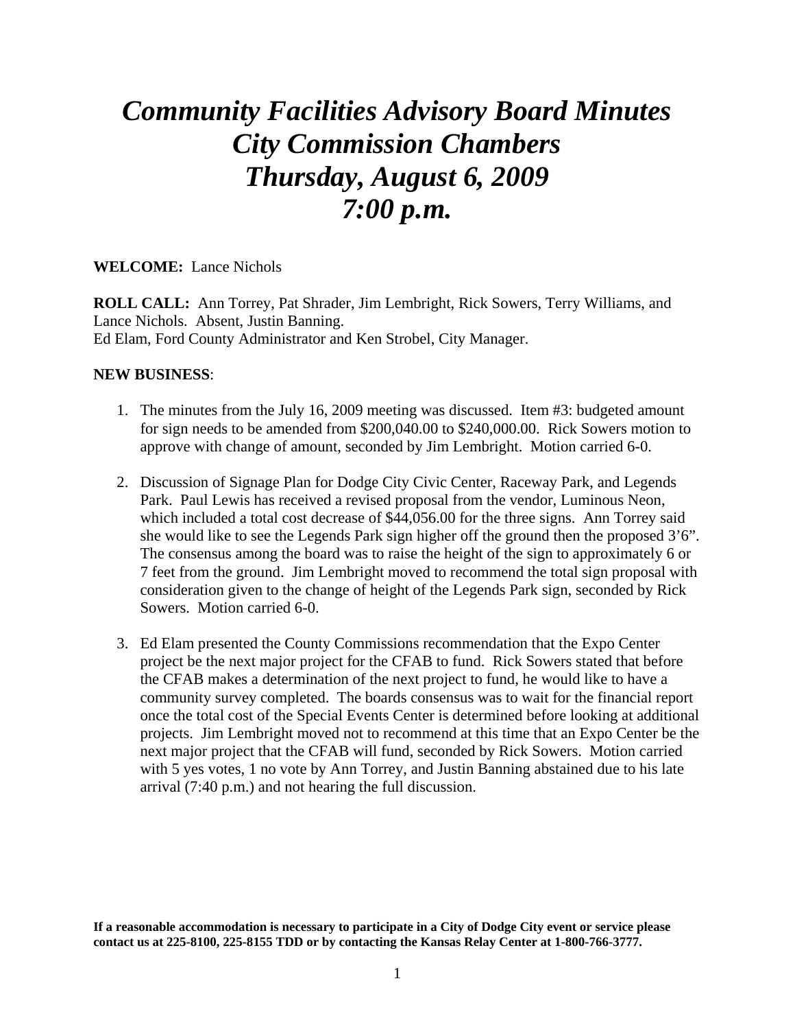# *Community Facilities Advisory Board Minutes*
# *City Commission Chambers*
# *Thursday, August 6, 2009*
# *7:00 p.m.*

**WELCOME:** Lance Nichols

**ROLL CALL:** Ann Torrey, Pat Shrader, Jim Lembright, Rick Sowers, Terry Williams, and Lance Nichols. Absent, Justin Banning.
Ed Elam, Ford County Administrator and Ken Strobel, City Manager.

**NEW BUSINESS**:

1. The minutes from the July 16, 2009 meeting was discussed. Item #3: budgeted amount for sign needs to be amended from $200,040.00 to $240,000.00. Rick Sowers motion to approve with change of amount, seconded by Jim Lembright. Motion carried 6-0.

2. Discussion of Signage Plan for Dodge City Civic Center, Raceway Park, and Legends Park. Paul Lewis has received a revised proposal from the vendor, Luminous Neon, which included a total cost decrease of $44,056.00 for the three signs. Ann Torrey said she would like to see the Legends Park sign higher off the ground then the proposed 3'6". The consensus among the board was to raise the height of the sign to approximately 6 or 7 feet from the ground. Jim Lembright moved to recommend the total sign proposal with consideration given to the change of height of the Legends Park sign, seconded by Rick Sowers. Motion carried 6-0.

3. Ed Elam presented the County Commissions recommendation that the Expo Center project be the next major project for the CFAB to fund. Rick Sowers stated that before the CFAB makes a determination of the next project to fund, he would like to have a community survey completed. The boards consensus was to wait for the financial report once the total cost of the Special Events Center is determined before looking at additional projects. Jim Lembright moved not to recommend at this time that an Expo Center be the next major project that the CFAB will fund, seconded by Rick Sowers. Motion carried with 5 yes votes, 1 no vote by Ann Torrey, and Justin Banning abstained due to his late arrival (7:40 p.m.) and not hearing the full discussion.

**If a reasonable accommodation is necessary to participate in a City of Dodge City event or service please contact us at 225-8100, 225-8155 TDD or by contacting the Kansas Relay Center at 1-800-766-3777.**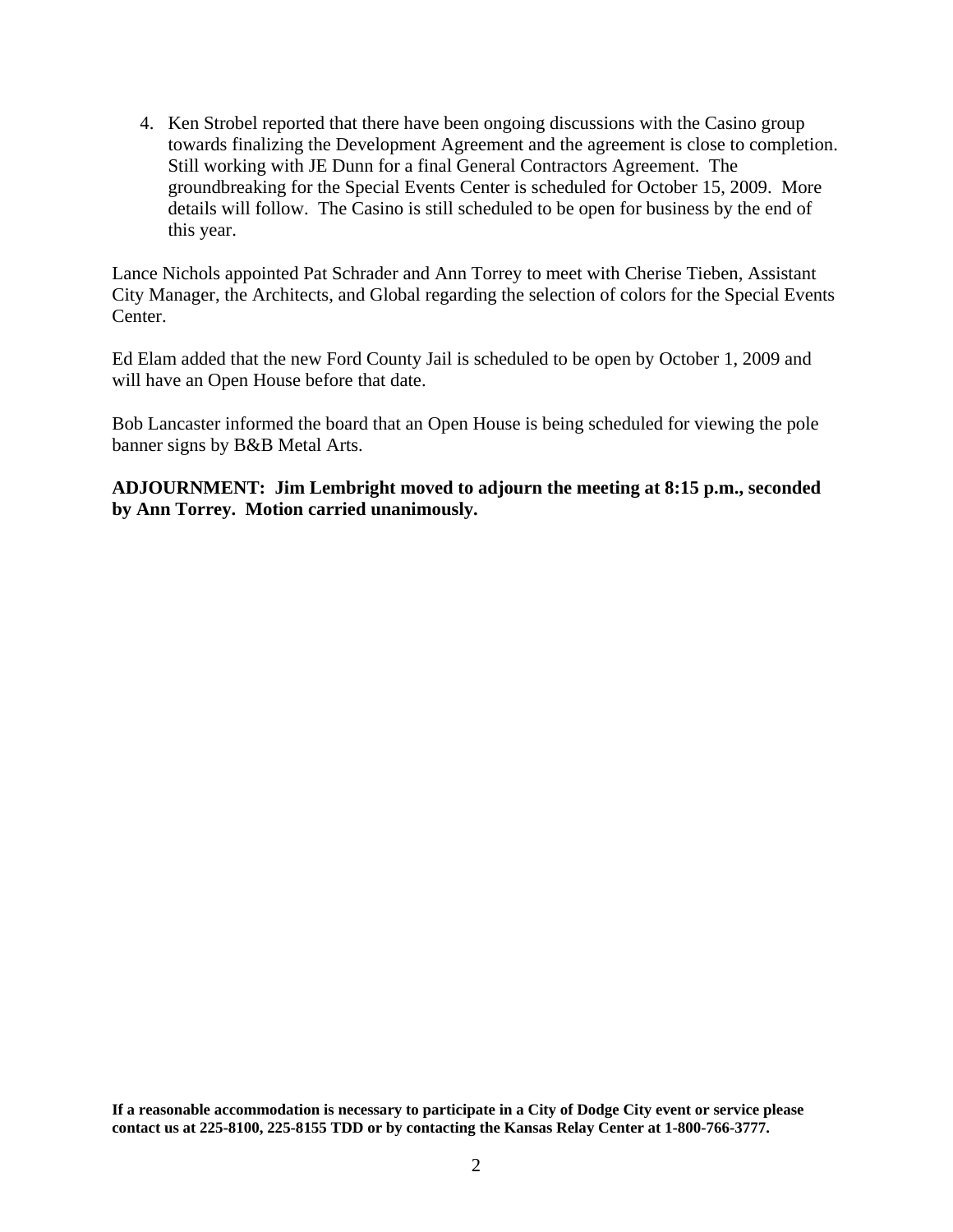4. Ken Strobel reported that there have been ongoing discussions with the Casino group towards finalizing the Development Agreement and the agreement is close to completion. Still working with JE Dunn for a final General Contractors Agreement. The groundbreaking for the Special Events Center is scheduled for October 15, 2009. More details will follow. The Casino is still scheduled to be open for business by the end of this year.

Lance Nichols appointed Pat Schrader and Ann Torrey to meet with Cherise Tieben, Assistant City Manager, the Architects, and Global regarding the selection of colors for the Special Events Center.

Ed Elam added that the new Ford County Jail is scheduled to be open by October 1, 2009 and will have an Open House before that date.

Bob Lancaster informed the board that an Open House is being scheduled for viewing the pole banner signs by B&B Metal Arts.

**ADJOURNMENT: Jim Lembright moved to adjourn the meeting at 8:15 p.m., seconded by Ann Torrey. Motion carried unanimously.**

**If a reasonable accommodation is necessary to participate in a City of Dodge City event or service please contact us at 225-8100, 225-8155 TDD or by contacting the Kansas Relay Center at 1-800-766-3777.**